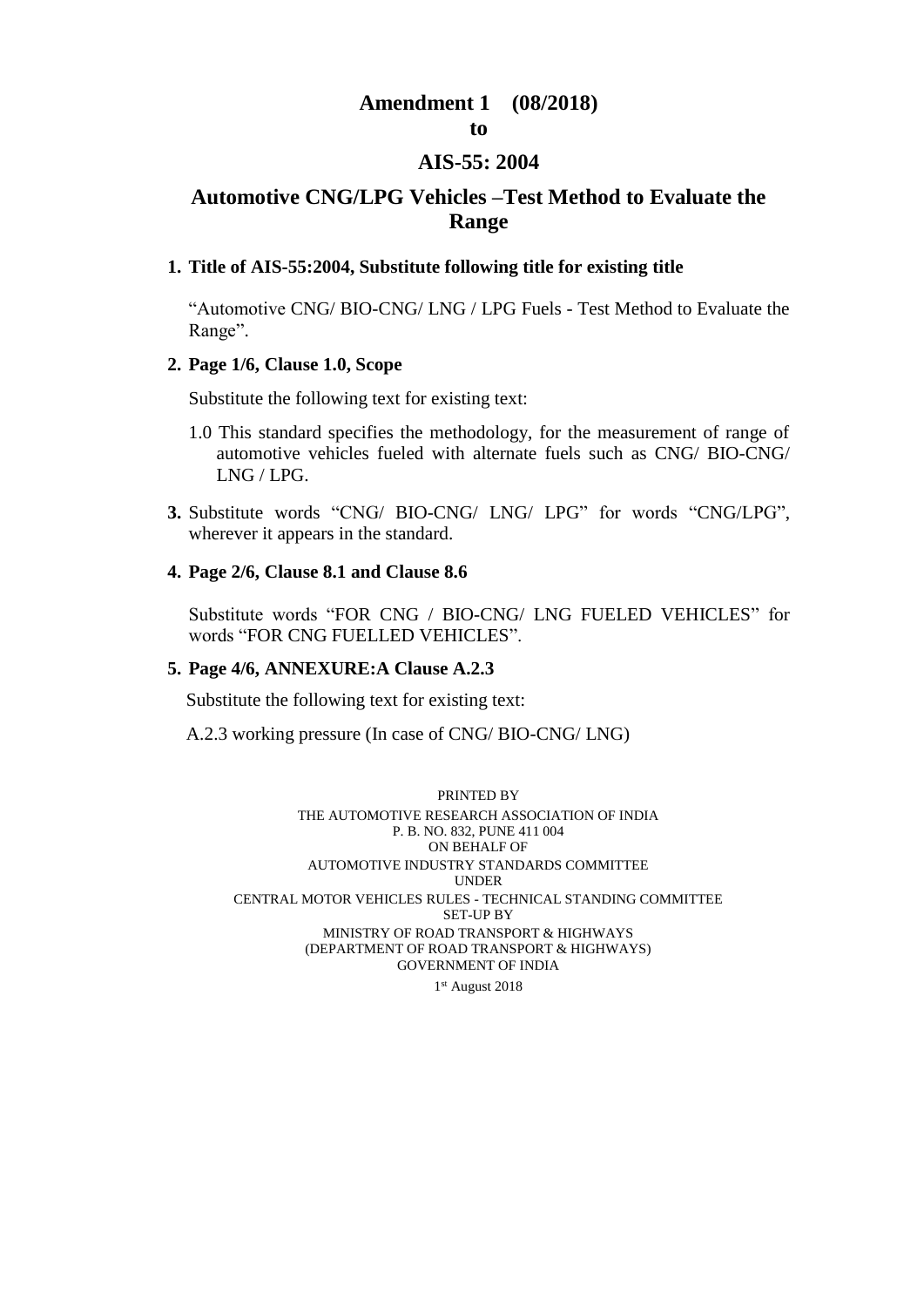# Amendment 1 (08/2018)

## to

# AIS-55: 2004

# Automotive CNG/LPG Vehicles –Test Method to Evaluate the Range

**1. Title of AIS-55:2004, Substitute following title for existing title**

"Automotive CNG/ BIO-CNG/ LNG / LPG Fuels - Test Method to Evaluate the Range".

**2. Page 1/6, Clause 1.0, Scope**

Substitute the following text for existing text:

1.0 This standard specifies the methodology, for the measurement of range of automotive vehicles fueled with alternate fuels such as CNG/ BIO-CNG/ LNG / LPG.

**3.** Substitute words "CNG/ BIO-CNG/ LNG/ LPG" for words "CNG/LPG", wherever it appears in the standard.

**4. Page 2/6, Clause 8.1 and Clause 8.6**

Substitute words "FOR CNG / BIO-CNG/ LNG FUELED VEHICLES" for words "FOR CNG FUELLED VEHICLES".

**5. Page 4/6, ANNEXURE:A Clause A.2.3**

Substitute the following text for existing text:

A.2.3 working pressure (In case of CNG/ BIO-CNG/ LNG)

PRINTED BY
THE AUTOMOTIVE RESEARCH ASSOCIATION OF INDIA
P. B. NO. 832, PUNE 411 004
ON BEHALF OF
AUTOMOTIVE INDUSTRY STANDARDS COMMITTEE
UNDER
CENTRAL MOTOR VEHICLES RULES - TECHNICAL STANDING COMMITTEE
SET-UP BY
MINISTRY OF ROAD TRANSPORT & HIGHWAYS
(DEPARTMENT OF ROAD TRANSPORT & HIGHWAYS)
GOVERNMENT OF INDIA

1st August 2018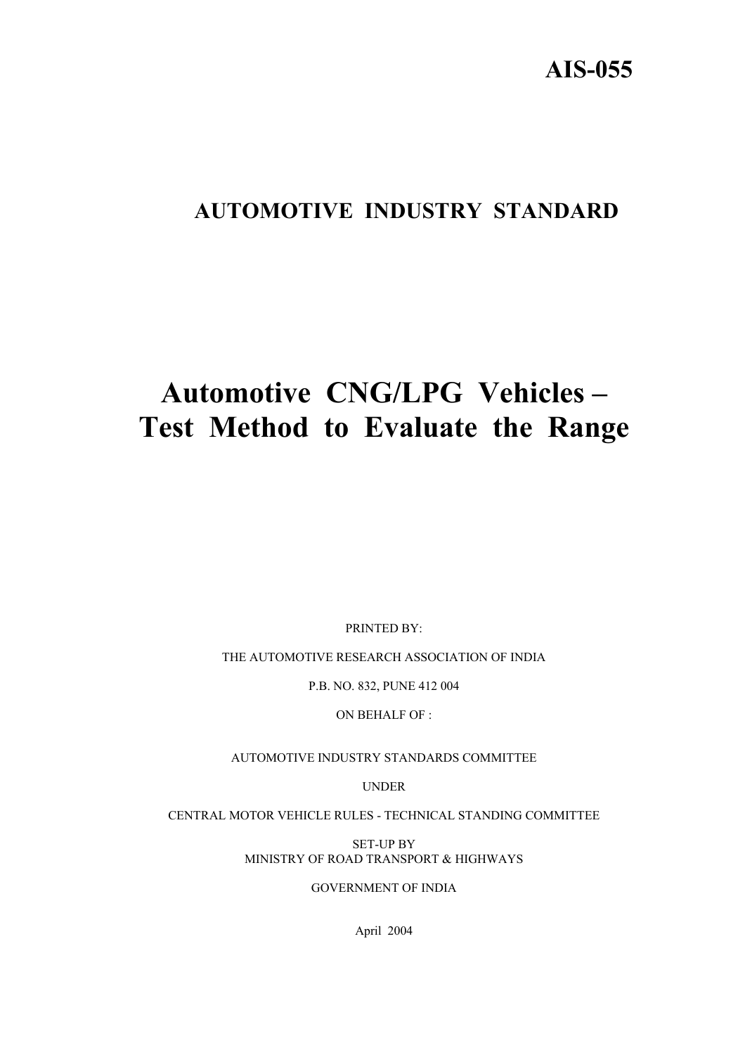**AIS-055**

## AUTOMOTIVE INDUSTRY STANDARD

# Automotive CNG/LPG Vehicles – Test Method to Evaluate the Range

PRINTED BY:

THE AUTOMOTIVE RESEARCH ASSOCIATION OF INDIA

P.B. NO. 832, PUNE 412 004

ON BEHALF OF :

AUTOMOTIVE INDUSTRY STANDARDS COMMITTEE

UNDER

CENTRAL MOTOR VEHICLE RULES - TECHNICAL STANDING COMMITTEE

SET-UP BY
MINISTRY OF ROAD TRANSPORT & HIGHWAYS

GOVERNMENT OF INDIA

April 2004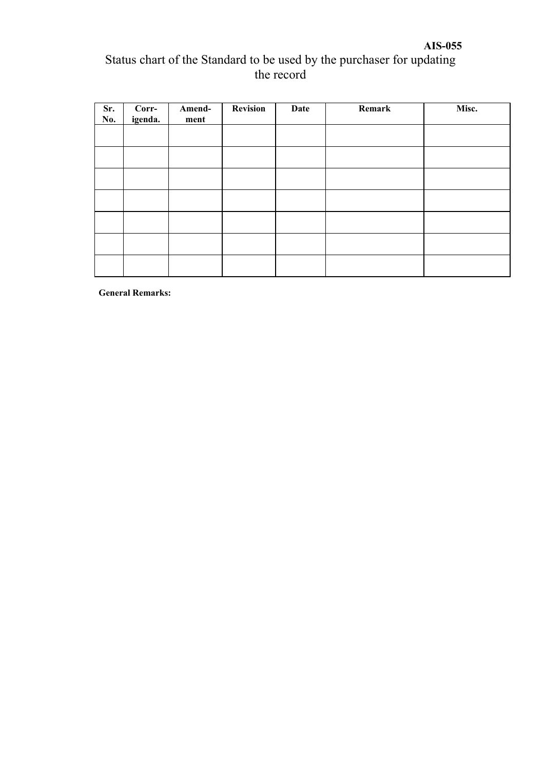Status chart of the Standard to be used by the purchaser for updating the record

| Sr. No. | Corr-igenda. | Amend-ment | Revision | Date | Remark | Misc. |
|---|---|---|---|---|---|---|
| | | | | | | |
| | | | | | | |
| | | | | | | |
| | | | | | | |
| | | | | | | |
| | | | | | | |
| | | | | | | |

**General Remarks:**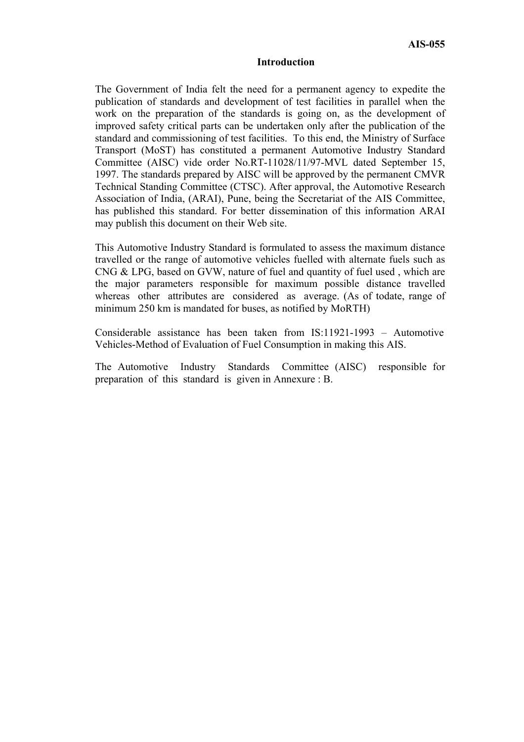# Introduction

The Government of India felt the need for a permanent agency to expedite the publication of standards and development of test facilities in parallel when the work on the preparation of the standards is going on, as the development of improved safety critical parts can be undertaken only after the publication of the standard and commissioning of test facilities. To this end, the Ministry of Surface Transport (MoST) has constituted a permanent Automotive Industry Standard Committee (AISC) vide order No.RT-11028/11/97-MVL dated September 15, 1997. The standards prepared by AISC will be approved by the permanent CMVR Technical Standing Committee (CTSC). After approval, the Automotive Research Association of India, (ARAI), Pune, being the Secretariat of the AIS Committee, has published this standard. For better dissemination of this information ARAI may publish this document on their Web site.

This Automotive Industry Standard is formulated to assess the maximum distance travelled or the range of automotive vehicles fuelled with alternate fuels such as CNG & LPG, based on GVW, nature of fuel and quantity of fuel used , which are the major parameters responsible for maximum possible distance travelled whereas other attributes are considered as average. (As of todate, range of minimum 250 km is mandated for buses, as notified by MoRTH)

Considerable assistance has been taken from IS:11921-1993 – Automotive Vehicles-Method of Evaluation of Fuel Consumption in making this AIS.

The Automotive Industry Standards Committee (AISC) responsible for preparation of this standard is given in Annexure : B.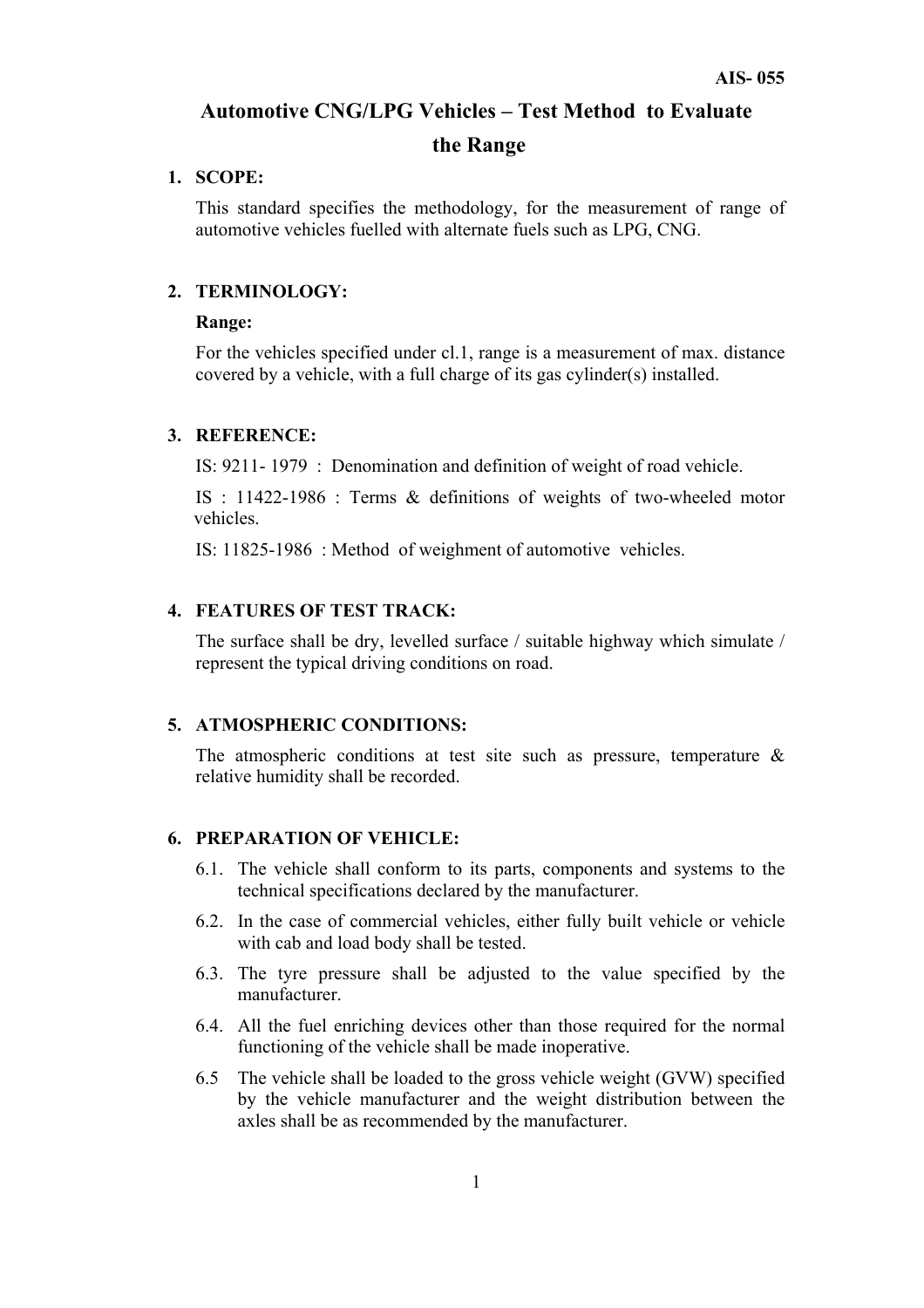# Automotive CNG/LPG Vehicles – Test Method to Evaluate the Range

## 1. SCOPE:

This standard specifies the methodology, for the measurement of range of automotive vehicles fuelled with alternate fuels such as LPG, CNG.

## 2. TERMINOLOGY:

**Range:**

For the vehicles specified under cl.1, range is a measurement of max. distance covered by a vehicle, with a full charge of its gas cylinder(s) installed.

## 3. REFERENCE:

IS: 9211- 1979 : Denomination and definition of weight of road vehicle.

IS : 11422-1986 : Terms & definitions of weights of two-wheeled motor vehicles.

IS: 11825-1986 : Method of weighment of automotive vehicles.

## 4. FEATURES OF TEST TRACK:

The surface shall be dry, levelled surface / suitable highway which simulate / represent the typical driving conditions on road.

## 5. ATMOSPHERIC CONDITIONS:

The atmospheric conditions at test site such as pressure, temperature & relative humidity shall be recorded.

## 6. PREPARATION OF VEHICLE:

6.1. The vehicle shall conform to its parts, components and systems to the technical specifications declared by the manufacturer.

6.2. In the case of commercial vehicles, either fully built vehicle or vehicle with cab and load body shall be tested.

6.3. The tyre pressure shall be adjusted to the value specified by the manufacturer.

6.4. All the fuel enriching devices other than those required for the normal functioning of the vehicle shall be made inoperative.

6.5 The vehicle shall be loaded to the gross vehicle weight (GVW) specified by the vehicle manufacturer and the weight distribution between the axles shall be as recommended by the manufacturer.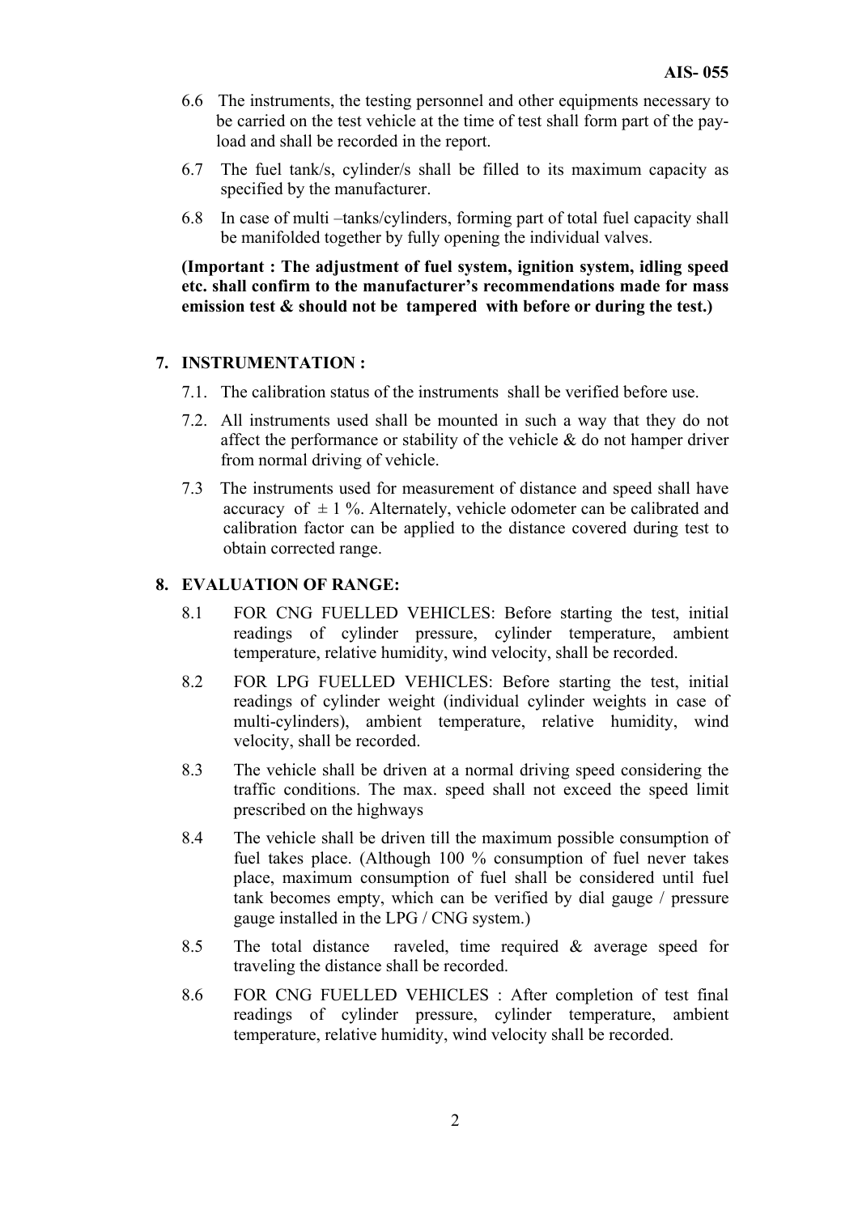6.6 The instruments, the testing personnel and other equipments necessary to be carried on the test vehicle at the time of test shall form part of the pay-load and shall be recorded in the report.

6.7 The fuel tank/s, cylinder/s shall be filled to its maximum capacity as specified by the manufacturer.

6.8 In case of multi –tanks/cylinders, forming part of total fuel capacity shall be manifolded together by fully opening the individual valves.

**(Important : The adjustment of fuel system, ignition system, idling speed etc. shall confirm to the manufacturer's recommendations made for mass emission test & should not be tampered with before or during the test.)**

## 7. INSTRUMENTATION :

7.1. The calibration status of the instruments shall be verified before use.

7.2. All instruments used shall be mounted in such a way that they do not affect the performance or stability of the vehicle & do not hamper driver from normal driving of vehicle.

7.3 The instruments used for measurement of distance and speed shall have accuracy of ± 1 %. Alternately, vehicle odometer can be calibrated and calibration factor can be applied to the distance covered during test to obtain corrected range.

## 8. EVALUATION OF RANGE:

8.1 FOR CNG FUELLED VEHICLES: Before starting the test, initial readings of cylinder pressure, cylinder temperature, ambient temperature, relative humidity, wind velocity, shall be recorded.

8.2 FOR LPG FUELLED VEHICLES: Before starting the test, initial readings of cylinder weight (individual cylinder weights in case of multi-cylinders), ambient temperature, relative humidity, wind velocity, shall be recorded.

8.3 The vehicle shall be driven at a normal driving speed considering the traffic conditions. The max. speed shall not exceed the speed limit prescribed on the highways

8.4 The vehicle shall be driven till the maximum possible consumption of fuel takes place. (Although 100 % consumption of fuel never takes place, maximum consumption of fuel shall be considered until fuel tank becomes empty, which can be verified by dial gauge / pressure gauge installed in the LPG / CNG system.)

8.5 The total distance raveled, time required & average speed for traveling the distance shall be recorded.

8.6 FOR CNG FUELLED VEHICLES : After completion of test final readings of cylinder pressure, cylinder temperature, ambient temperature, relative humidity, wind velocity shall be recorded.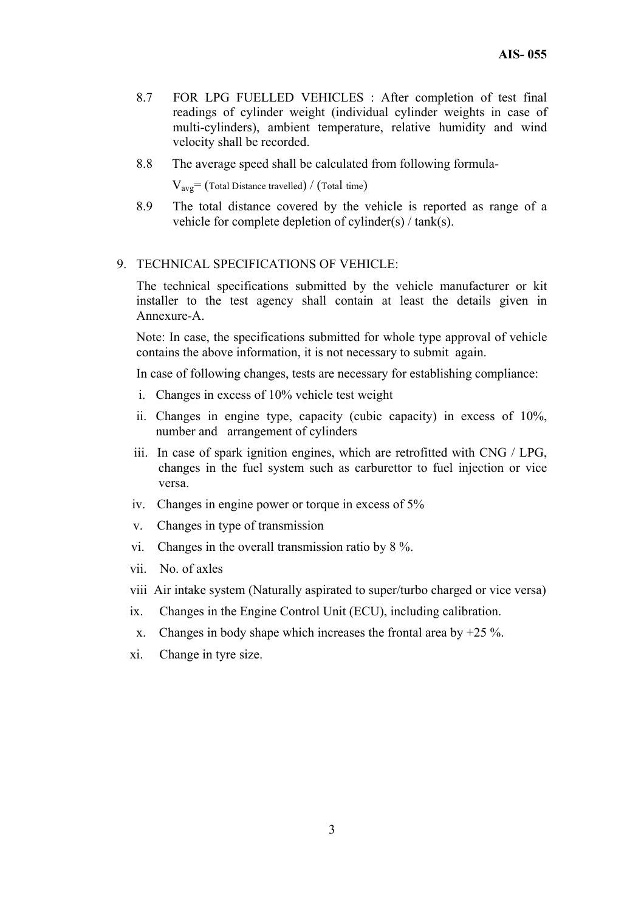8.7 FOR LPG FUELLED VEHICLES : After completion of test final readings of cylinder weight (individual cylinder weights in case of multi-cylinders), ambient temperature, relative humidity and wind velocity shall be recorded.

8.8 The average speed shall be calculated from following formula-

$V_{avg}$= (Total Distance travelled) / (Total time)

8.9 The total distance covered by the vehicle is reported as range of a vehicle for complete depletion of cylinder(s) / tank(s).

9. TECHNICAL SPECIFICATIONS OF VEHICLE:

The technical specifications submitted by the vehicle manufacturer or kit installer to the test agency shall contain at least the details given in Annexure-A.

Note: In case, the specifications submitted for whole type approval of vehicle contains the above information, it is not necessary to submit again.

In case of following changes, tests are necessary for establishing compliance:

i. Changes in excess of 10% vehicle test weight

ii. Changes in engine type, capacity (cubic capacity) in excess of 10%, number and arrangement of cylinders

iii. In case of spark ignition engines, which are retrofitted with CNG / LPG, changes in the fuel system such as carburettor to fuel injection or vice versa.

iv. Changes in engine power or torque in excess of 5%

v. Changes in type of transmission

vi. Changes in the overall transmission ratio by 8 %.

vii. No. of axles

viii Air intake system (Naturally aspirated to super/turbo charged or vice versa)

ix. Changes in the Engine Control Unit (ECU), including calibration.

x. Changes in body shape which increases the frontal area by +25 %.

xi. Change in tyre size.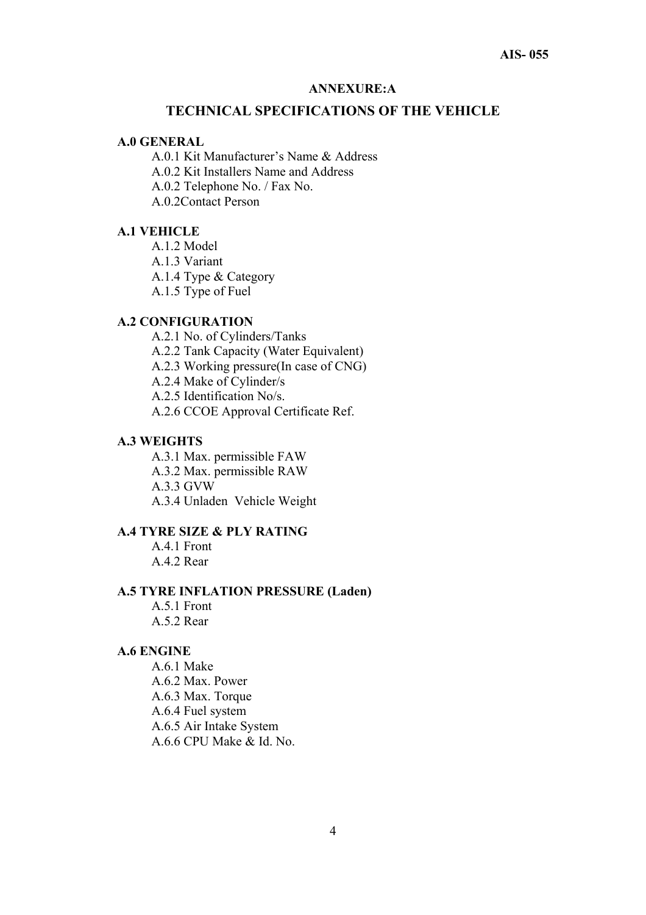## ANNEXURE:A

## TECHNICAL SPECIFICATIONS OF THE VEHICLE

**A.0 GENERAL**

A.0.1 Kit Manufacturer's Name & Address
A.0.2 Kit Installers Name and Address
A.0.2 Telephone No. / Fax No.
A.0.2Contact Person

**A.1 VEHICLE**

A.1.2 Model
A.1.3 Variant
A.1.4 Type & Category
A.1.5 Type of Fuel

**A.2 CONFIGURATION**

A.2.1 No. of Cylinders/Tanks
A.2.2 Tank Capacity (Water Equivalent)
A.2.3 Working pressure(In case of CNG)
A.2.4 Make of Cylinder/s
A.2.5 Identification No/s.
A.2.6 CCOE Approval Certificate Ref.

**A.3 WEIGHTS**

A.3.1 Max. permissible FAW
A.3.2 Max. permissible RAW
A.3.3 GVW
A.3.4 Unladen Vehicle Weight

**A.4 TYRE SIZE & PLY RATING**

A.4.1 Front
A.4.2 Rear

**A.5 TYRE INFLATION PRESSURE (Laden)**

A.5.1 Front
A.5.2 Rear

**A.6 ENGINE**

A.6.1 Make
A.6.2 Max. Power
A.6.3 Max. Torque
A.6.4 Fuel system
A.6.5 Air Intake System
A.6.6 CPU Make & Id. No.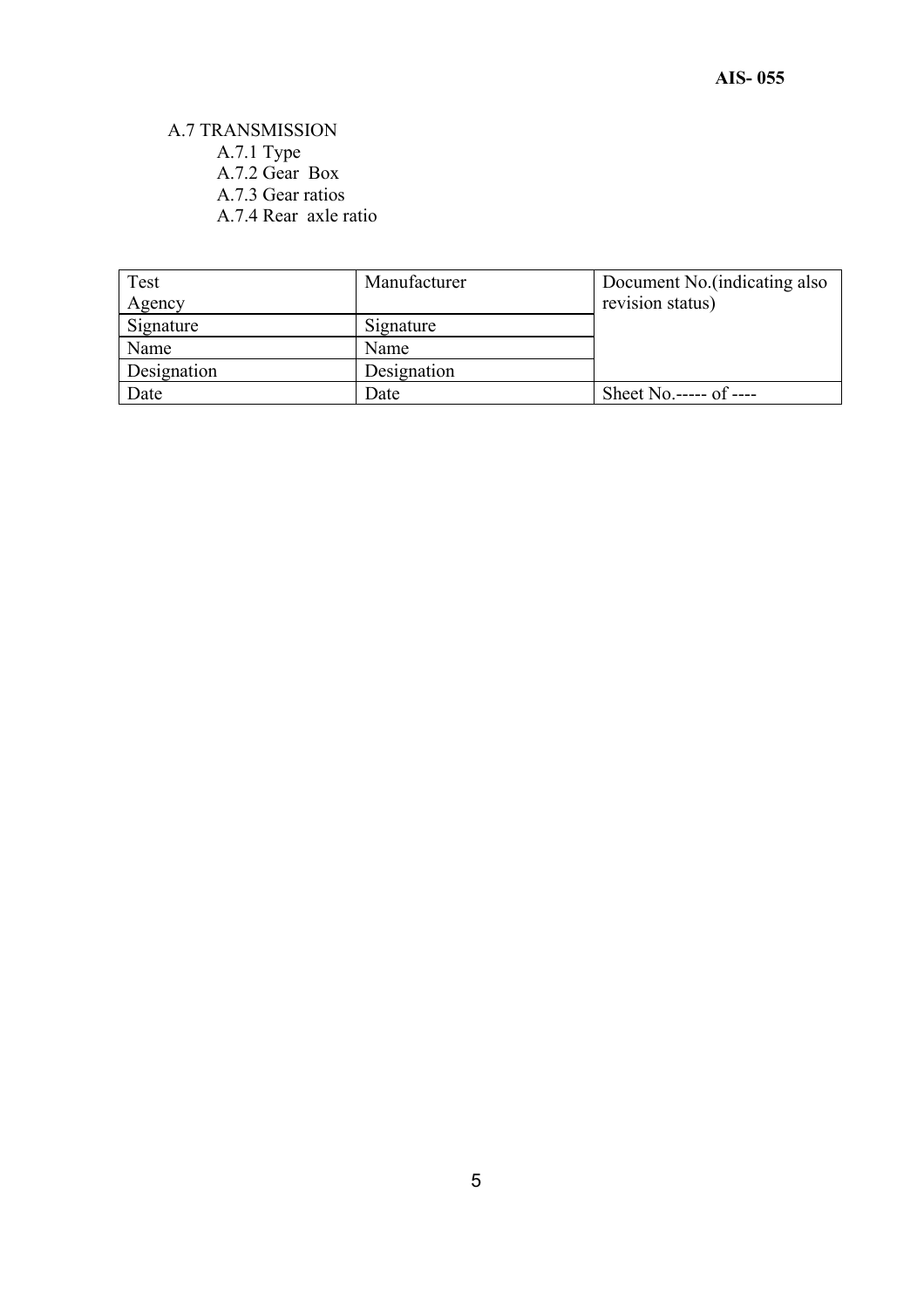A.7 TRANSMISSION

A.7.1 Type

A.7.2 Gear Box

A.7.3 Gear ratios

A.7.4 Rear axle ratio

| | | |
|---|---|---|
| Test Agency | Manufacturer | Document No.(indicating also revision status) |
| Signature | Signature | |
| Name | Name | |
| Designation | Designation | |
| Date | Date | Sheet No.----- of ---- |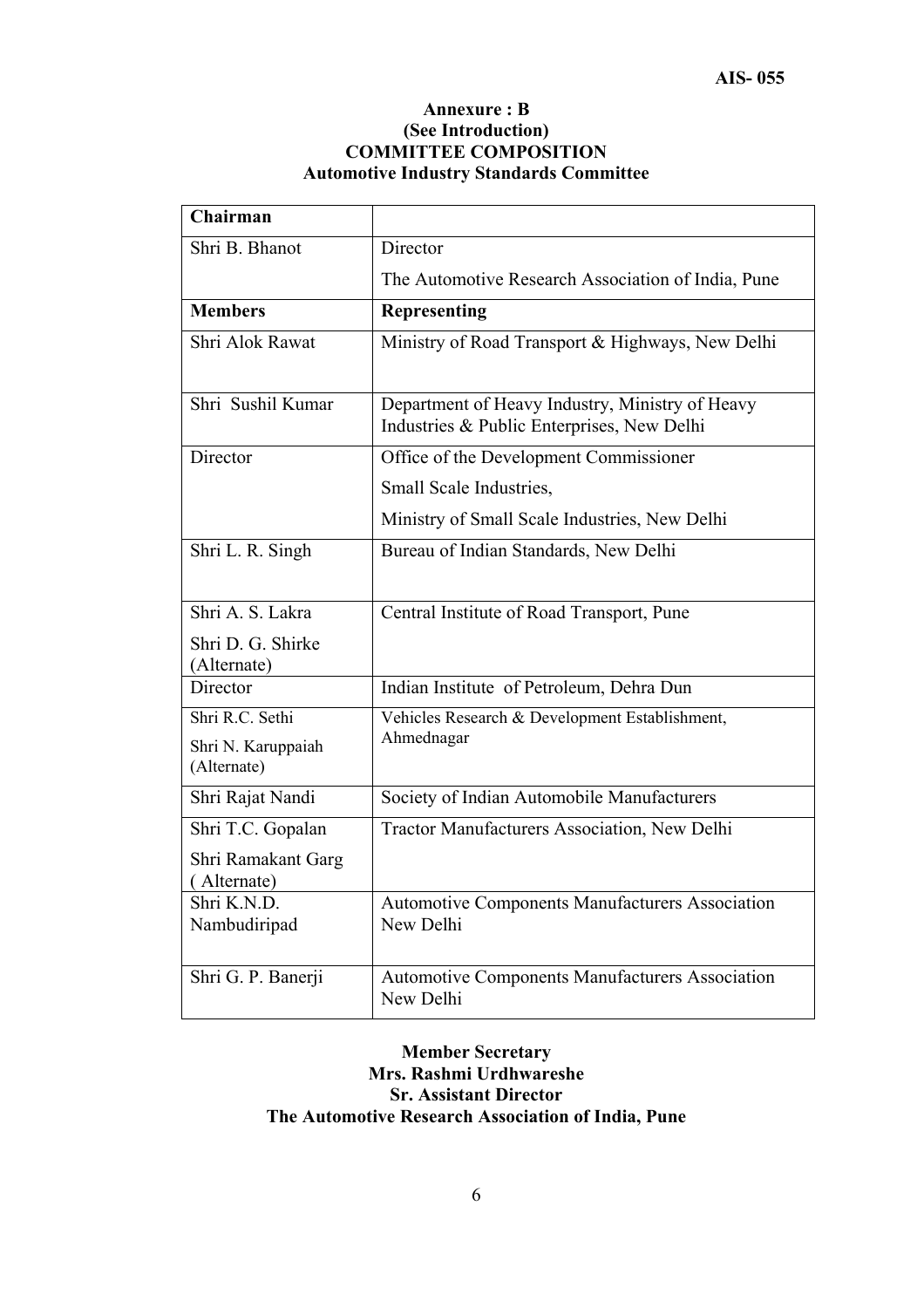**Annexure : B**
**(See Introduction)**
**COMMITTEE COMPOSITION**
**Automotive Industry Standards Committee**

| **Chairman** | |
|---|---|
| Shri B. Bhanot | Director<br>The Automotive Research Association of India, Pune |
| **Members** | **Representing** |
| Shri Alok Rawat | Ministry of Road Transport & Highways, New Delhi |
| Shri Sushil Kumar | Department of Heavy Industry, Ministry of Heavy Industries & Public Enterprises, New Delhi |
| Director | Office of the Development Commissioner<br>Small Scale Industries,<br>Ministry of Small Scale Industries, New Delhi |
| Shri L. R. Singh | Bureau of Indian Standards, New Delhi |
| Shri A. S. Lakra<br>Shri D. G. Shirke (Alternate) | Central Institute of Road Transport, Pune |
| Director | Indian Institute of Petroleum, Dehra Dun |
| Shri R.C. Sethi<br>Shri N. Karuppaiah (Alternate) | Vehicles Research & Development Establishment, Ahmednagar |
| Shri Rajat Nandi | Society of Indian Automobile Manufacturers |
| Shri T.C. Gopalan<br>Shri Ramakant Garg ( Alternate) | Tractor Manufacturers Association, New Delhi |
| Shri K.N.D. Nambudiripad | Automotive Components Manufacturers Association New Delhi |
| Shri G. P. Banerji | Automotive Components Manufacturers Association New Delhi |

**Member Secretary**
**Mrs. Rashmi Urdhwareshe**
**Sr. Assistant Director**
**The Automotive Research Association of India, Pune**